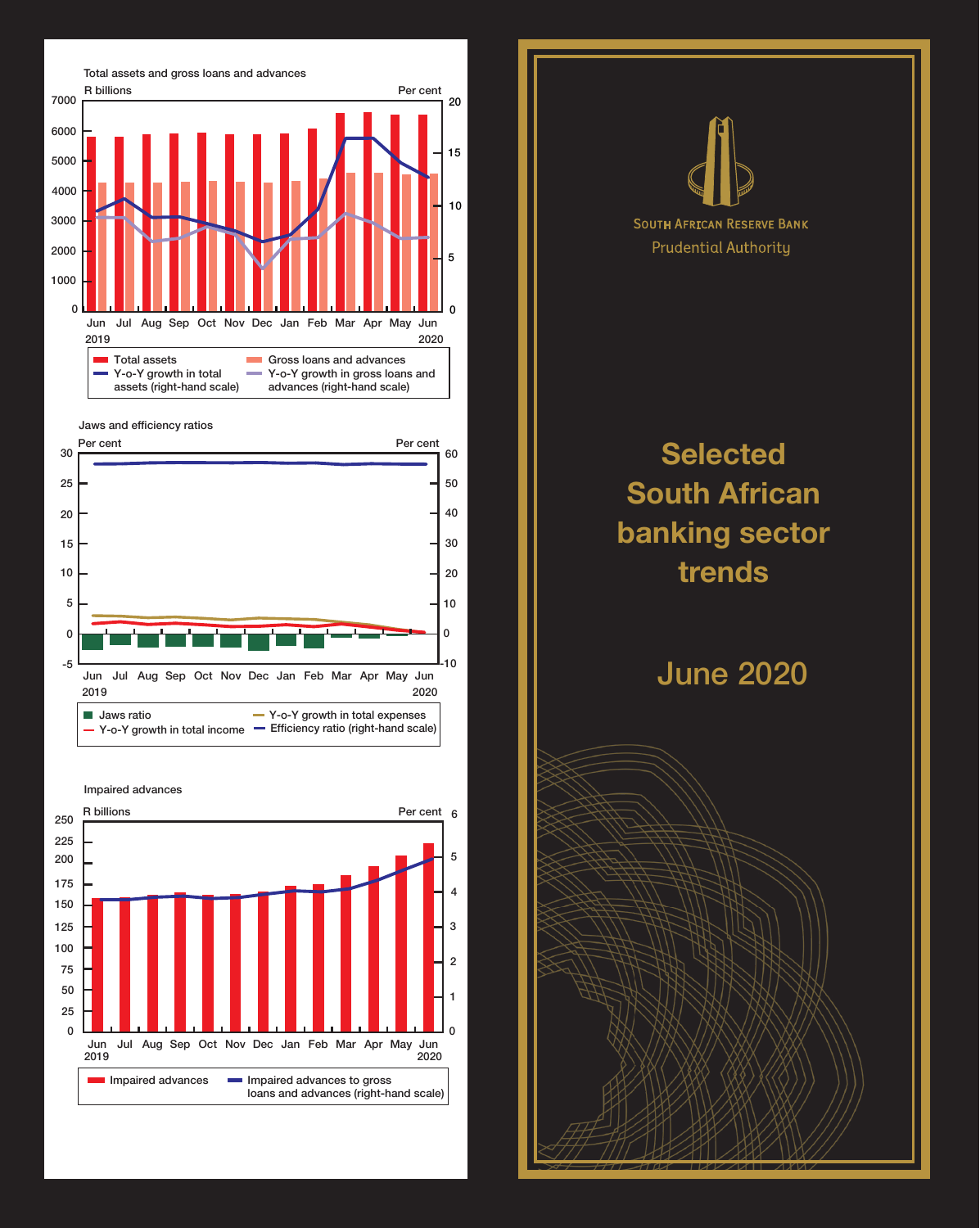Total assets and gross loans and advances

R billions

Per cent

7000
6000
5000
4000
3000
2000
1000
0

20
15
10
5
0

Jun 2019 Jul Aug Sep Oct Nov Dec Jan Feb Mar Apr May Jun 2020

Total assets
Gross loans and advances
Y-o-Y growth in total assets (right-hand scale)
Y-o-Y growth in gross loans and advances (right-hand scale)

Jaws and efficiency ratios

Per cent

Per cent

30
25
20
15
10
5
0
-5

60
50
40
30
20
10
0
-10

Jun 2019 Jul Aug Sep Oct Nov Dec Jan Feb Mar Apr May Jun 2020

Jaws ratio
Y-o-Y growth in total expenses
Y-o-Y growth in total income
Efficiency ratio (right-hand scale)

Impaired advances

R billions

Per cent

250
225
200
175
150
125
100
75
50
25
0

6
5
4
3
2
1
0

Jun 2019 Jul Aug Sep Oct Nov Dec Jan Feb Mar Apr May Jun 2020

Impaired advances
Impaired advances to gross loans and advances (right-hand scale)

South African Reserve Bank

Prudential Authority

# Selected South African banking sector trends

## June 2020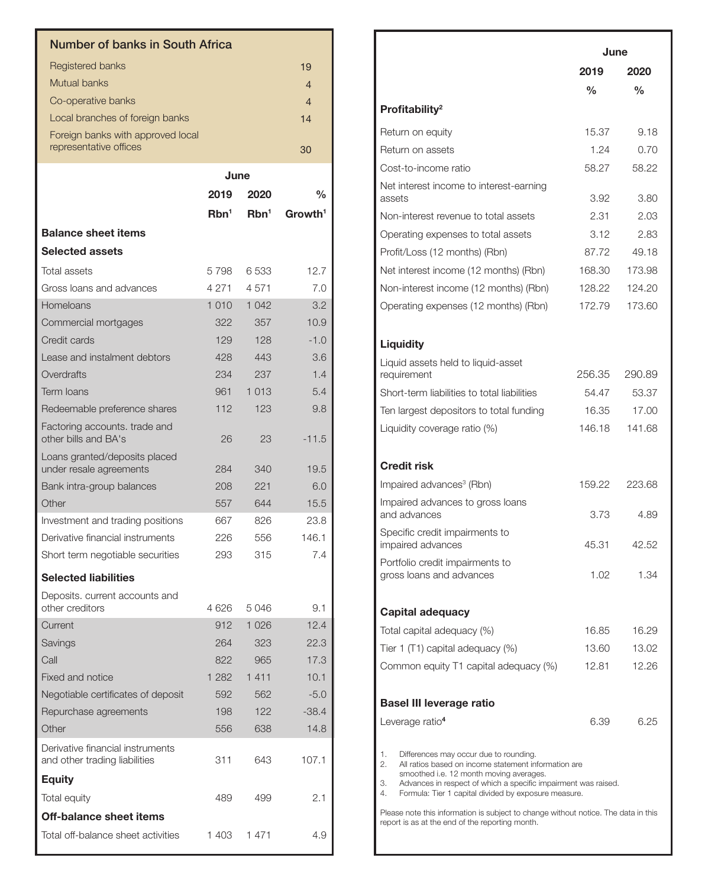## Number of banks in South Africa

| | |
|---|---|
| Registered banks | 19 |
| Mutual banks | 4 |
| Co-operative banks | 4 |
| Local branches of foreign banks | 14 |
| Foreign banks with approved local representative offices | 30 |

| | June 2019 Rbn[1] | June 2020 Rbn[1] | % Growth[1] |
|---|---|---|---|
| **Balance sheet items** | | | |
| **Selected assets** | | | |
| Total assets | 5 798 | 6 533 | 12.7 |
| Gross loans and advances | 4 271 | 4 571 | 7.0 |
| Homeloans | 1 010 | 1 042 | 3.2 |
| Commercial mortgages | 322 | 357 | 10.9 |
| Credit cards | 129 | 128 | -1.0 |
| Lease and instalment debtors | 428 | 443 | 3.6 |
| Overdrafts | 234 | 237 | 1.4 |
| Term loans | 961 | 1 013 | 5.4 |
| Redeemable preference shares | 112 | 123 | 9.8 |
| Factoring accounts. trade and other bills and BA's | 26 | 23 | -11.5 |
| Loans granted/deposits placed under resale agreements | 284 | 340 | 19.5 |
| Bank intra-group balances | 208 | 221 | 6.0 |
| Other | 557 | 644 | 15.5 |
| Investment and trading positions | 667 | 826 | 23.8 |
| Derivative financial instruments | 226 | 556 | 146.1 |
| Short term negotiable securities | 293 | 315 | 7.4 |
| **Selected liabilities** | | | |
| Deposits. current accounts and other creditors | 4 626 | 5 046 | 9.1 |
| Current | 912 | 1 026 | 12.4 |
| Savings | 264 | 323 | 22.3 |
| Call | 822 | 965 | 17.3 |
| Fixed and notice | 1 282 | 1 411 | 10.1 |
| Negotiable certificates of deposit | 592 | 562 | -5.0 |
| Repurchase agreements | 198 | 122 | -38.4 |
| Other | 556 | 638 | 14.8 |
| Derivative financial instruments and other trading liabilities | 311 | 643 | 107.1 |
| **Equity** | | | |
| Total equity | 489 | 499 | 2.1 |
| **Off-balance sheet items** | | | |
| Total off-balance sheet activities | 1 403 | 1 471 | 4.9 |

| | June 2019 % | June 2020 % |
|---|---|---|
| **Profitability[2]** | | |
| Return on equity | 15.37 | 9.18 |
| Return on assets | 1.24 | 0.70 |
| Cost-to-income ratio | 58.27 | 58.22 |
| Net interest income to interest-earning assets | 3.92 | 3.80 |
| Non-interest revenue to total assets | 2.31 | 2.03 |
| Operating expenses to total assets | 3.12 | 2.83 |
| Profit/Loss (12 months) (Rbn) | 87.72 | 49.18 |
| Net interest income (12 months) (Rbn) | 168.30 | 173.98 |
| Non-interest income (12 months) (Rbn) | 128.22 | 124.20 |
| Operating expenses (12 months) (Rbn) | 172.79 | 173.60 |
| **Liquidity** | | |
| Liquid assets held to liquid-asset requirement | 256.35 | 290.89 |
| Short-term liabilities to total liabilities | 54.47 | 53.37 |
| Ten largest depositors to total funding | 16.35 | 17.00 |
| Liquidity coverage ratio (%) | 146.18 | 141.68 |
| **Credit risk** | | |
| Impaired advances[3] (Rbn) | 159.22 | 223.68 |
| Impaired advances to gross loans and advances | 3.73 | 4.89 |
| Specific credit impairments to impaired advances | 45.31 | 42.52 |
| Portfolio credit impairments to gross loans and advances | 1.02 | 1.34 |
| **Capital adequacy** | | |
| Total capital adequacy (%) | 16.85 | 16.29 |
| Tier 1 (T1) capital adequacy (%) | 13.60 | 13.02 |
| Common equity T1 capital adequacy (%) | 12.81 | 12.26 |
| **Basel III leverage ratio** | | |
| Leverage ratio[4] | 6.39 | 6.25 |

1. Differences may occur due to rounding.
2. All ratios based on income statement information are smoothed i.e. 12 month moving averages.
3. Advances in respect of which a specific impairment was raised.
4. Formula: Tier 1 capital divided by exposure measure.

Please note this information is subject to change without notice. The data in this report is as at the end of the reporting month.